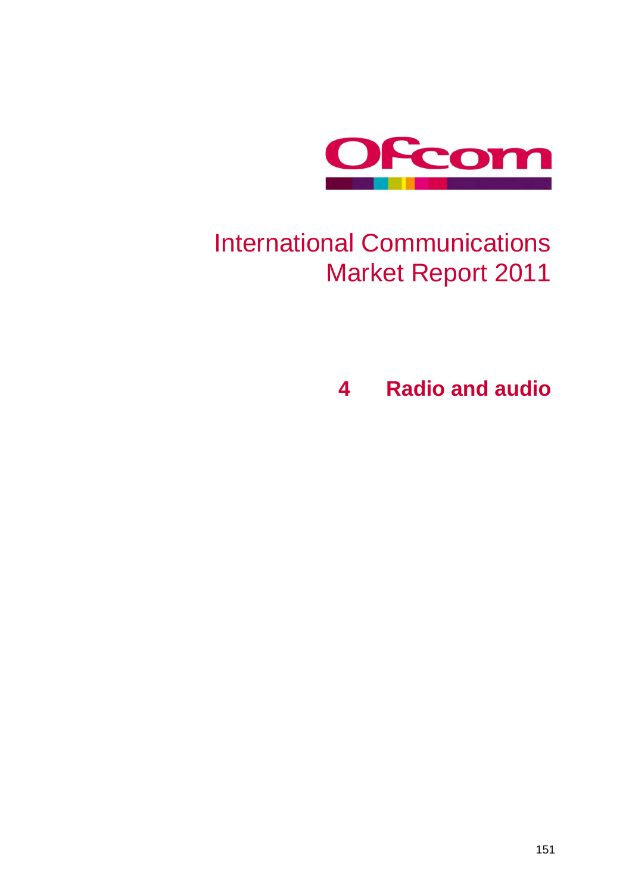# International Communications Market Report 2011

## 4 Radio and audio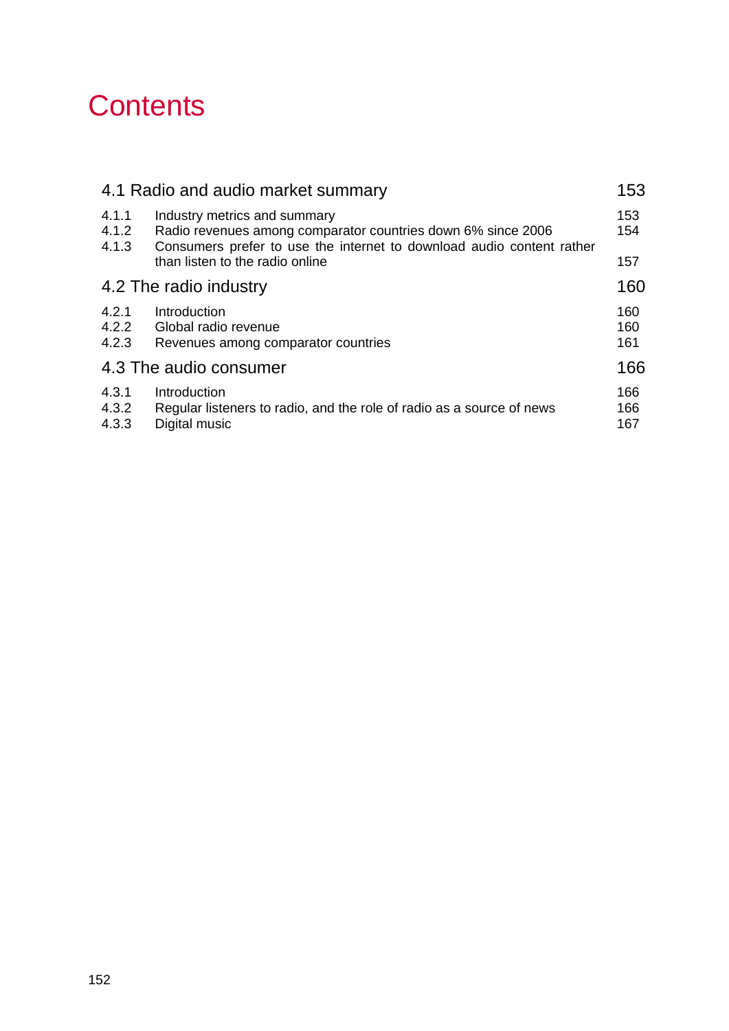# Contents

| | | |
|---|---|---|
| **4.1 Radio and audio market summary** | | **153** |
| 4.1.1 | Industry metrics and summary | 153 |
| 4.1.2 | Radio revenues among comparator countries down 6% since 2006 | 154 |
| 4.1.3 | Consumers prefer to use the internet to download audio content rather than listen to the radio online | 157 |
| **4.2 The radio industry** | | **160** |
| 4.2.1 | Introduction | 160 |
| 4.2.2 | Global radio revenue | 160 |
| 4.2.3 | Revenues among comparator countries | 161 |
| **4.3 The audio consumer** | | **166** |
| 4.3.1 | Introduction | 166 |
| 4.3.2 | Regular listeners to radio, and the role of radio as a source of news | 166 |
| 4.3.3 | Digital music | 167 |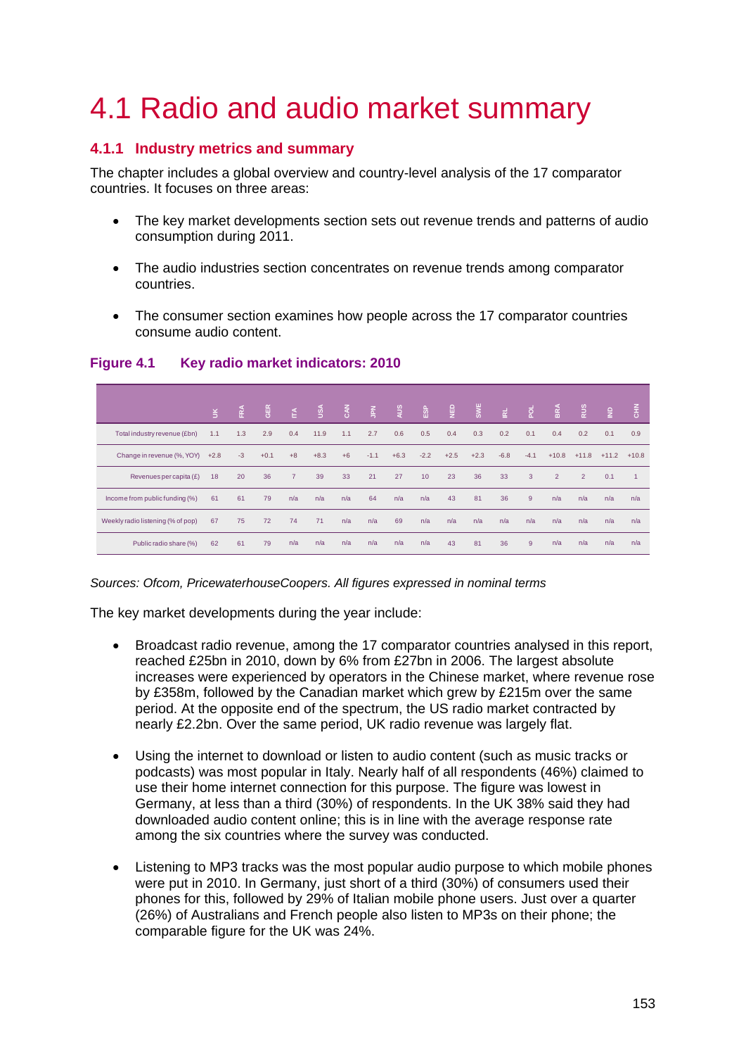# 4.1 Radio and audio market summary

## 4.1.1 Industry metrics and summary

The chapter includes a global overview and country-level analysis of the 17 comparator countries. It focuses on three areas:

- The key market developments section sets out revenue trends and patterns of audio consumption during 2011.
- The audio industries section concentrates on revenue trends among comparator countries.
- The consumer section examines how people across the 17 comparator countries consume audio content.

**Figure 4.1 Key radio market indicators: 2010**

| | UK | FRA | GER | ITA | USA | CAN | JPN | AUS | ESP | NED | SWE | IRL | POL | BRA | RUS | IND | CHN |
|---|---|---|---|---|---|---|---|---|---|---|---|---|---|---|---|---|---|
| Total industry revenue (£bn) | 1.1 | 1.3 | 2.9 | 0.4 | 11.9 | 1.1 | 2.7 | 0.6 | 0.5 | 0.4 | 0.3 | 0.2 | 0.1 | 0.4 | 0.2 | 0.1 | 0.9 |
| Change in revenue (%, YOY) | +2.8 | -3 | +0.1 | +8 | +8.3 | +6 | -1.1 | +6.3 | -2.2 | +2.5 | +2.3 | -6.8 | -4.1 | +10.8 | +11.8 | +11.2 | +10.8 |
| Revenues per capita (£) | 18 | 20 | 36 | 7 | 39 | 33 | 21 | 27 | 10 | 23 | 36 | 33 | 3 | 2 | 2 | 0.1 | 1 |
| Income from public funding (%) | 61 | 61 | 79 | n/a | n/a | n/a | 64 | n/a | n/a | 43 | 81 | 36 | 9 | n/a | n/a | n/a | n/a |
| Weekly radio listening (% of pop) | 67 | 75 | 72 | 74 | 71 | n/a | n/a | 69 | n/a | n/a | n/a | n/a | n/a | n/a | n/a | n/a | n/a |
| Public radio share (%) | 62 | 61 | 79 | n/a | n/a | n/a | n/a | n/a | n/a | 43 | 81 | 36 | 9 | n/a | n/a | n/a | n/a |

*Sources: Ofcom, PricewaterhouseCoopers. All figures expressed in nominal terms*

The key market developments during the year include:

- Broadcast radio revenue, among the 17 comparator countries analysed in this report, reached £25bn in 2010, down by 6% from £27bn in 2006. The largest absolute increases were experienced by operators in the Chinese market, where revenue rose by £358m, followed by the Canadian market which grew by £215m over the same period. At the opposite end of the spectrum, the US radio market contracted by nearly £2.2bn. Over the same period, UK radio revenue was largely flat.
- Using the internet to download or listen to audio content (such as music tracks or podcasts) was most popular in Italy. Nearly half of all respondents (46%) claimed to use their home internet connection for this purpose. The figure was lowest in Germany, at less than a third (30%) of respondents. In the UK 38% said they had downloaded audio content online; this is in line with the average response rate among the six countries where the survey was conducted.
- Listening to MP3 tracks was the most popular audio purpose to which mobile phones were put in 2010. In Germany, just short of a third (30%) of consumers used their phones for this, followed by 29% of Italian mobile phone users. Just over a quarter (26%) of Australians and French people also listen to MP3s on their phone; the comparable figure for the UK was 24%.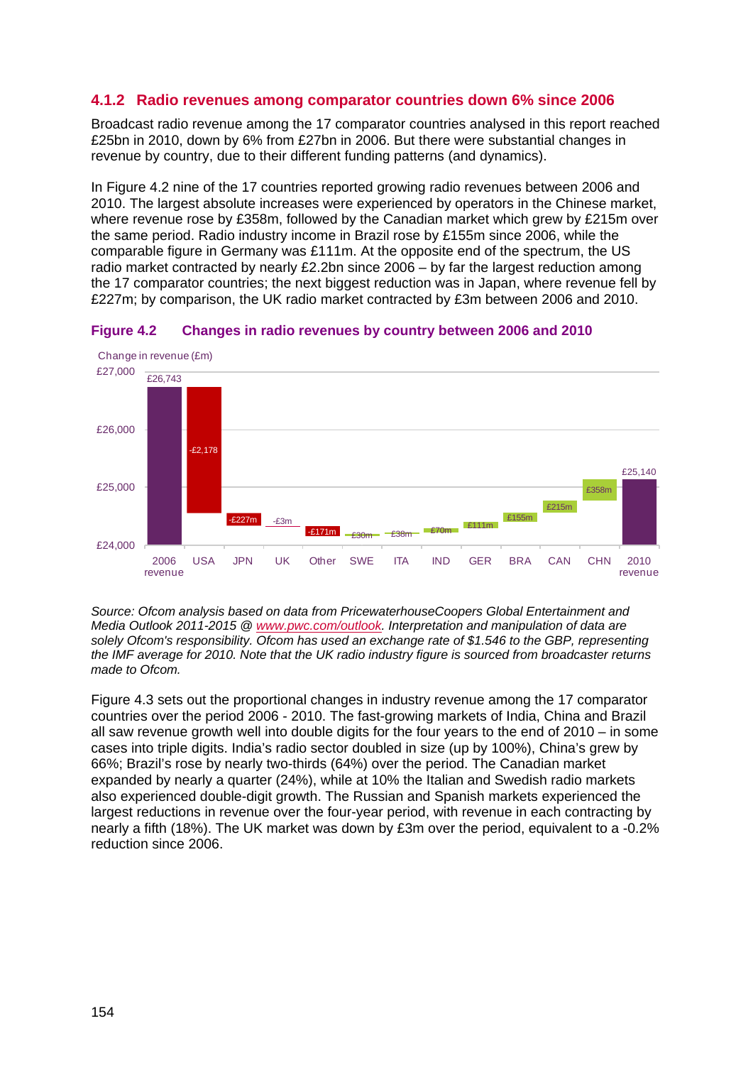### 4.1.2 Radio revenues among comparator countries down 6% since 2006

Broadcast radio revenue among the 17 comparator countries analysed in this report reached £25bn in 2010, down by 6% from £27bn in 2006. But there were substantial changes in revenue by country, due to their different funding patterns (and dynamics).

In Figure 4.2 nine of the 17 countries reported growing radio revenues between 2006 and 2010. The largest absolute increases were experienced by operators in the Chinese market, where revenue rose by £358m, followed by the Canadian market which grew by £215m over the same period. Radio industry income in Brazil rose by £155m since 2006, while the comparable figure in Germany was £111m. At the opposite end of the spectrum, the US radio market contracted by nearly £2.2bn since 2006 – by far the largest reduction among the 17 comparator countries; the next biggest reduction was in Japan, where revenue fell by £227m; by comparison, the UK radio market contracted by £3m between 2006 and 2010.

**Figure 4.2 Changes in radio revenues by country between 2006 and 2010**

Change in revenue (£m)

| | 2006 revenue | USA | JPN | UK | Other | SWE | ITA | IND | GER | BRA | CAN | CHN | 2010 revenue |
|---|---|---|---|---|---|---|---|---|---|---|---|---|---|
| Change in revenue (£m) | £26,743 | -£2,178 | -£227m | -£3m | -£171m | £30m | £38m | £70m | £111m | £155m | £215m | £358m | £25,140 |

*Source: Ofcom analysis based on data from PricewaterhouseCoopers Global Entertainment and Media Outlook 2011-2015 @ www.pwc.com/outlook. Interpretation and manipulation of data are solely Ofcom's responsibility. Ofcom has used an exchange rate of $1.546 to the GBP, representing the IMF average for 2010. Note that the UK radio industry figure is sourced from broadcaster returns made to Ofcom.*

Figure 4.3 sets out the proportional changes in industry revenue among the 17 comparator countries over the period 2006 - 2010. The fast-growing markets of India, China and Brazil all saw revenue growth well into double digits for the four years to the end of 2010 – in some cases into triple digits. India's radio sector doubled in size (up by 100%), China's grew by 66%; Brazil's rose by nearly two-thirds (64%) over the period. The Canadian market expanded by nearly a quarter (24%), while at 10% the Italian and Swedish radio markets also experienced double-digit growth. The Russian and Spanish markets experienced the largest reductions in revenue over the four-year period, with revenue in each contracting by nearly a fifth (18%). The UK market was down by £3m over the period, equivalent to a -0.2% reduction since 2006.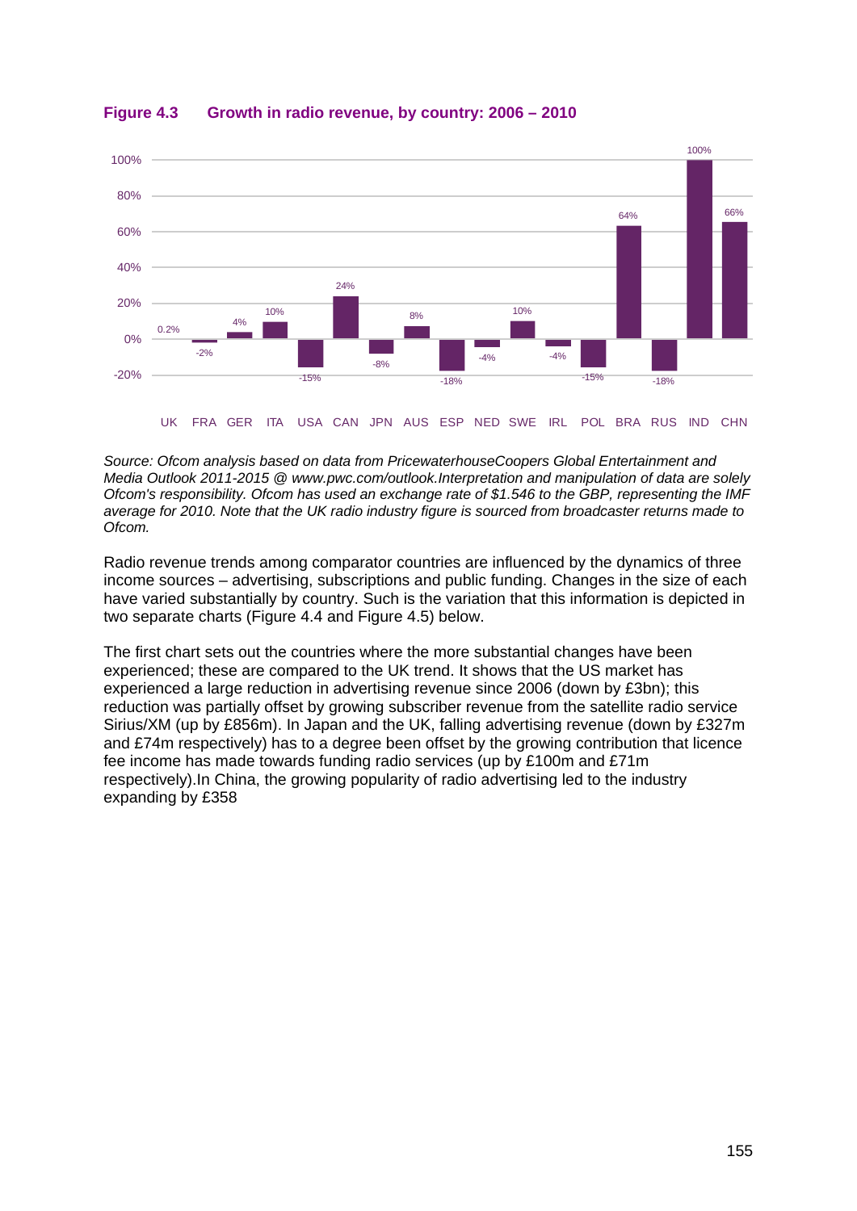**Figure 4.3 Growth in radio revenue, by country: 2006 – 2010**

| Country | Growth |
| --- | --- |
| UK | 0.2% |
| FRA | -2% |
| GER | 4% |
| ITA | 10% |
| USA | -15% |
| CAN | 24% |
| JPN | -8% |
| AUS | 8% |
| ESP | -18% |
| NED | -4% |
| SWE | 10% |
| IRL | -4% |
| POL | -15% |
| BRA | 64% |
| RUS | -18% |
| IND | 100% |
| CHN | 66% |

*Source: Ofcom analysis based on data from PricewaterhouseCoopers Global Entertainment and Media Outlook 2011-2015 @ www.pwc.com/outlook.Interpretation and manipulation of data are solely Ofcom's responsibility. Ofcom has used an exchange rate of $1.546 to the GBP, representing the IMF average for 2010. Note that the UK radio industry figure is sourced from broadcaster returns made to Ofcom.*

Radio revenue trends among comparator countries are influenced by the dynamics of three income sources – advertising, subscriptions and public funding. Changes in the size of each have varied substantially by country. Such is the variation that this information is depicted in two separate charts (Figure 4.4 and Figure 4.5) below.

The first chart sets out the countries where the more substantial changes have been experienced; these are compared to the UK trend. It shows that the US market has experienced a large reduction in advertising revenue since 2006 (down by £3bn); this reduction was partially offset by growing subscriber revenue from the satellite radio service Sirius/XM (up by £856m). In Japan and the UK, falling advertising revenue (down by £327m and £74m respectively) has to a degree been offset by the growing contribution that licence fee income has made towards funding radio services (up by £100m and £71m respectively).In China, the growing popularity of radio advertising led to the industry expanding by £358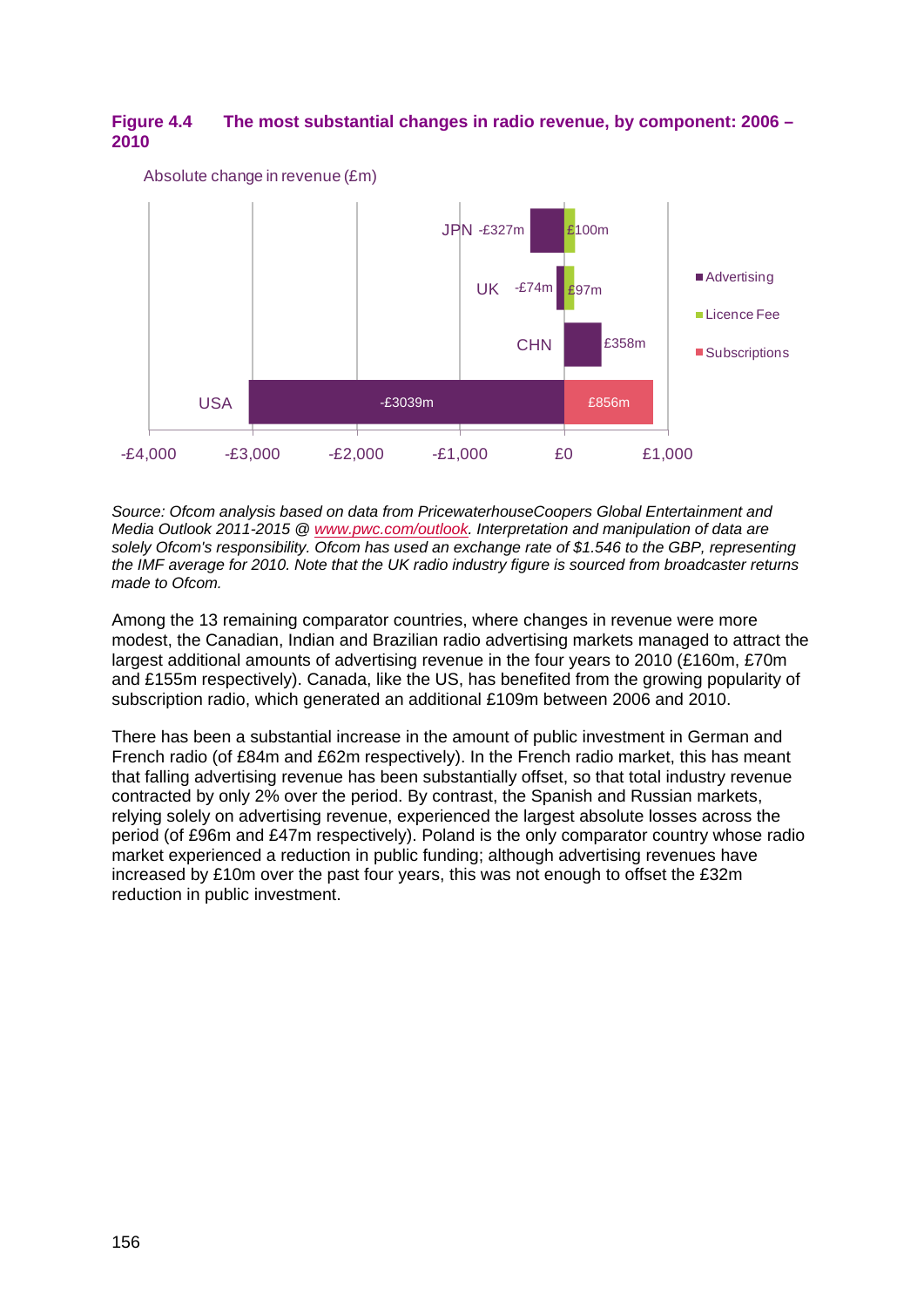**Figure 4.4 The most substantial changes in radio revenue, by component: 2006 – 2010**

Absolute change in revenue (£m)

| Country | Advertising | Licence Fee | Subscriptions |
| --- | --- | --- | --- |
| JPN | -£327m | £100m | |
| UK | -£74m | £97m | |
| CHN | £358m | | |
| USA | -£3039m | | £856m |

*Source: Ofcom analysis based on data from PricewaterhouseCoopers Global Entertainment and Media Outlook 2011-2015 @ www.pwc.com/outlook. Interpretation and manipulation of data are solely Ofcom's responsibility. Ofcom has used an exchange rate of $1.546 to the GBP, representing the IMF average for 2010. Note that the UK radio industry figure is sourced from broadcaster returns made to Ofcom.*

Among the 13 remaining comparator countries, where changes in revenue were more modest, the Canadian, Indian and Brazilian radio advertising markets managed to attract the largest additional amounts of advertising revenue in the four years to 2010 (£160m, £70m and £155m respectively). Canada, like the US, has benefited from the growing popularity of subscription radio, which generated an additional £109m between 2006 and 2010.

There has been a substantial increase in the amount of public investment in German and French radio (of £84m and £62m respectively). In the French radio market, this has meant that falling advertising revenue has been substantially offset, so that total industry revenue contracted by only 2% over the period. By contrast, the Spanish and Russian markets, relying solely on advertising revenue, experienced the largest absolute losses across the period (of £96m and £47m respectively). Poland is the only comparator country whose radio market experienced a reduction in public funding; although advertising revenues have increased by £10m over the past four years, this was not enough to offset the £32m reduction in public investment.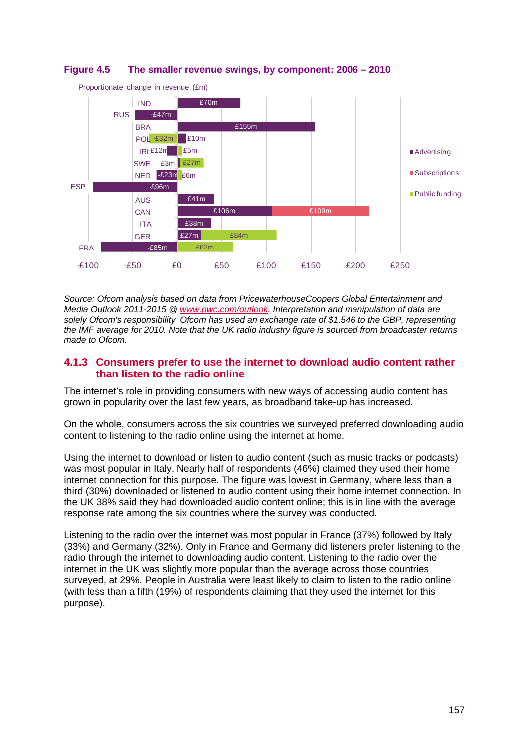**Figure 4.5 The smaller revenue swings, by component: 2006 – 2010**

Proportionate change in revenue (£m)

| Country | Advertising | Subscriptions | Public funding |
|---|---|---|---|
| IND | £70m | | |
| RUS | -£47m | | |
| BRA | £155m | | |
| POL | £10m | | -£32m |
| IRL | -£12m | | £5m |
| SWE | £3m | | £27m |
| NED | -£23m | | £6m |
| ESP | -£96m | | |
| AUS | £41m | | |
| CAN | £106m | £109m | |
| ITA | £38m | | |
| GER | £27m | | £84m |
| FRA | -£85m | | £62m |

*Source: Ofcom analysis based on data from PricewaterhouseCoopers Global Entertainment and Media Outlook 2011-2015 @ [www.pwc.com/outlook](www.pwc.com/outlook). Interpretation and manipulation of data are solely Ofcom's responsibility. Ofcom has used an exchange rate of $1.546 to the GBP, representing the IMF average for 2010. Note that the UK radio industry figure is sourced from broadcaster returns made to Ofcom.*

### 4.1.3 Consumers prefer to use the internet to download audio content rather than listen to the radio online

The internet's role in providing consumers with new ways of accessing audio content has grown in popularity over the last few years, as broadband take-up has increased.

On the whole, consumers across the six countries we surveyed preferred downloading audio content to listening to the radio online using the internet at home.

Using the internet to download or listen to audio content (such as music tracks or podcasts) was most popular in Italy. Nearly half of respondents (46%) claimed they used their home internet connection for this purpose. The figure was lowest in Germany, where less than a third (30%) downloaded or listened to audio content using their home internet connection. In the UK 38% said they had downloaded audio content online; this is in line with the average response rate among the six countries where the survey was conducted.

Listening to the radio over the internet was most popular in France (37%) followed by Italy (33%) and Germany (32%). Only in France and Germany did listeners prefer listening to the radio through the internet to downloading audio content. Listening to the radio over the internet in the UK was slightly more popular than the average across those countries surveyed, at 29%. People in Australia were least likely to claim to listen to the radio online (with less than a fifth (19%) of respondents claiming that they used the internet for this purpose).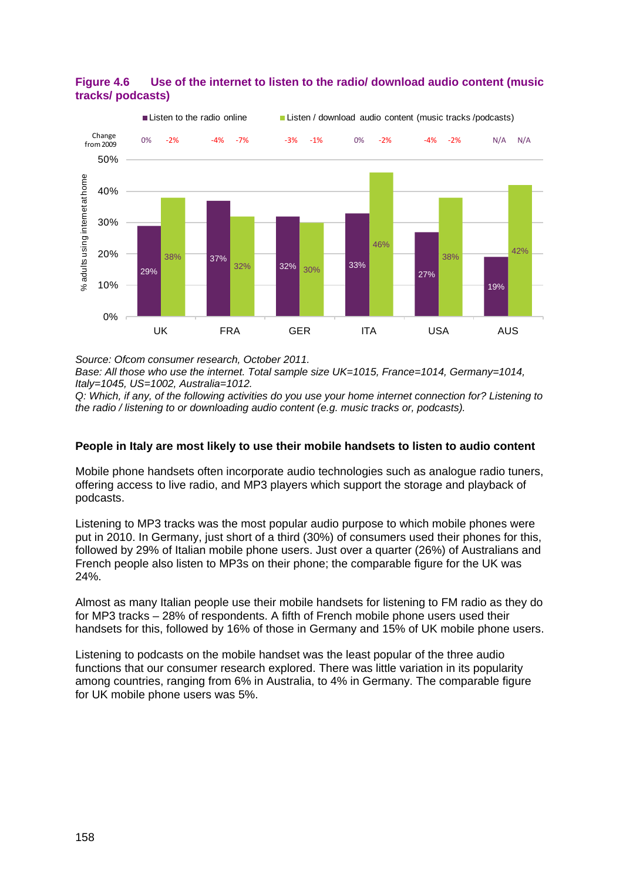**Figure 4.6 Use of the internet to listen to the radio/ download audio content (music tracks/ podcasts)**

| | UK | FRA | GER | ITA | USA | AUS |
|---|---|---|---|---|---|---|
| Listen to the radio online | 29% | 37% | 32% | 33% | 27% | 19% |
| Change from 2009 | 0% | -4% | -3% | 0% | -4% | N/A |
| Listen / download audio content (music tracks /podcasts) | 38% | 32% | 30% | 46% | 38% | 42% |
| Change from 2009 | -2% | -7% | -1% | -2% | -2% | N/A |

*Source: Ofcom consumer research, October 2011.*
*Base: All those who use the internet. Total sample size UK=1015, France=1014, Germany=1014, Italy=1045, US=1002, Australia=1012.*
*Q: Which, if any, of the following activities do you use your home internet connection for? Listening to the radio / listening to or downloading audio content (e.g. music tracks or, podcasts).*

**People in Italy are most likely to use their mobile handsets to listen to audio content**

Mobile phone handsets often incorporate audio technologies such as analogue radio tuners, offering access to live radio, and MP3 players which support the storage and playback of podcasts.

Listening to MP3 tracks was the most popular audio purpose to which mobile phones were put in 2010. In Germany, just short of a third (30%) of consumers used their phones for this, followed by 29% of Italian mobile phone users. Just over a quarter (26%) of Australians and French people also listen to MP3s on their phone; the comparable figure for the UK was 24%.

Almost as many Italian people use their mobile handsets for listening to FM radio as they do for MP3 tracks – 28% of respondents. A fifth of French mobile phone users used their handsets for this, followed by 16% of those in Germany and 15% of UK mobile phone users.

Listening to podcasts on the mobile handset was the least popular of the three audio functions that our consumer research explored. There was little variation in its popularity among countries, ranging from 6% in Australia, to 4% in Germany. The comparable figure for UK mobile phone users was 5%.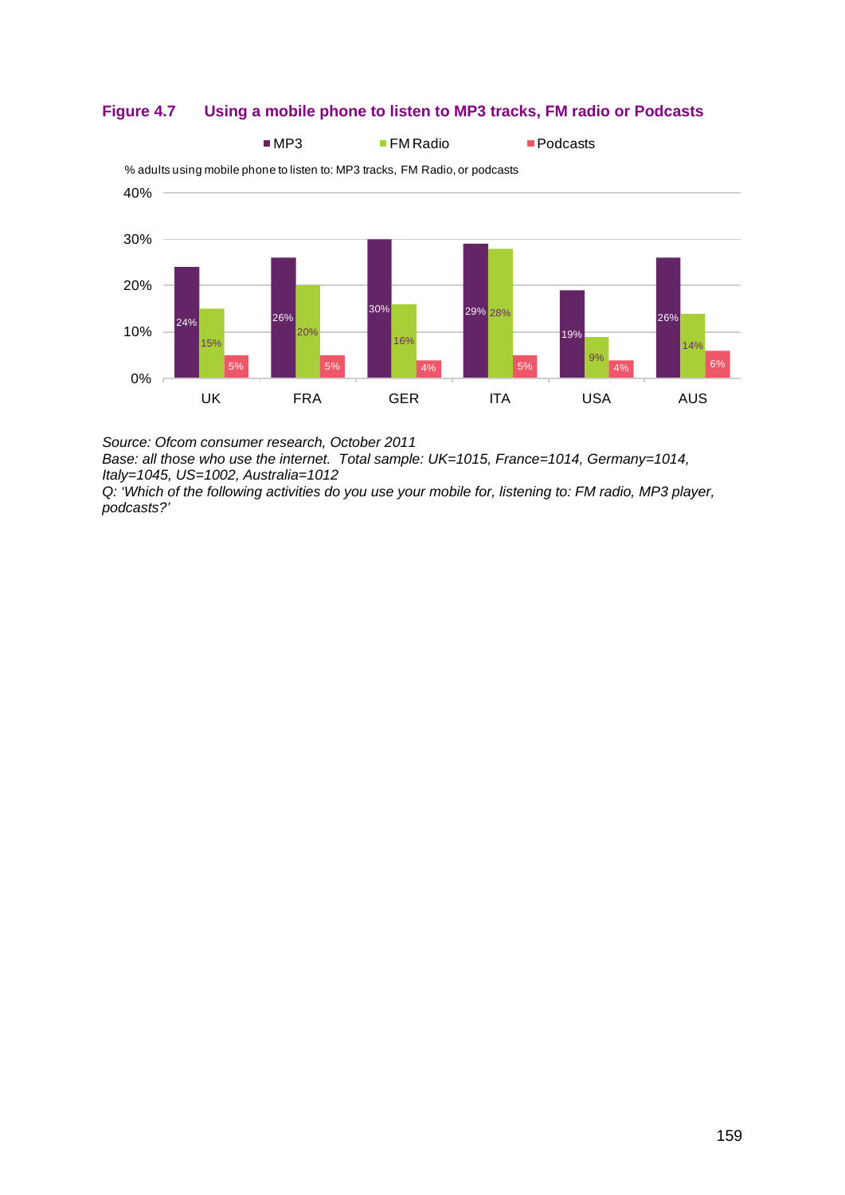**Figure 4.7 Using a mobile phone to listen to MP3 tracks, FM radio or Podcasts**

% adults using mobile phone to listen to: MP3 tracks, FM Radio, or podcasts

| | MP3 | FM Radio | Podcasts |
|---|---|---|---|
| UK | 24% | 15% | 5% |
| FRA | 26% | 20% | 5% |
| GER | 30% | 16% | 4% |
| ITA | 29% | 28% | 5% |
| USA | 19% | 9% | 4% |
| AUS | 26% | 14% | 6% |

*Source: Ofcom consumer research, October 2011*
*Base: all those who use the internet. Total sample: UK=1015, France=1014, Germany=1014, Italy=1045, US=1002, Australia=1012*
*Q: 'Which of the following activities do you use your mobile for, listening to: FM radio, MP3 player, podcasts?'*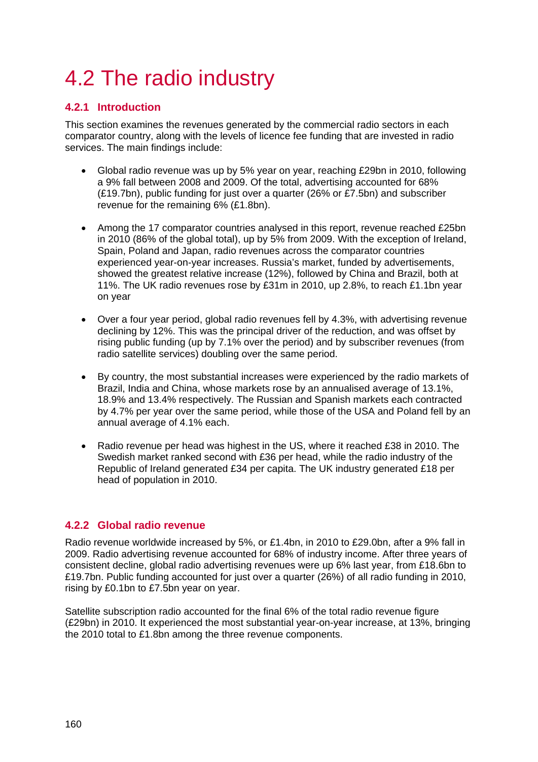# 4.2 The radio industry

## 4.2.1 Introduction

This section examines the revenues generated by the commercial radio sectors in each comparator country, along with the levels of licence fee funding that are invested in radio services. The main findings include:

- Global radio revenue was up by 5% year on year, reaching £29bn in 2010, following a 9% fall between 2008 and 2009. Of the total, advertising accounted for 68% (£19.7bn), public funding for just over a quarter (26% or £7.5bn) and subscriber revenue for the remaining 6% (£1.8bn).
- Among the 17 comparator countries analysed in this report, revenue reached £25bn in 2010 (86% of the global total), up by 5% from 2009. With the exception of Ireland, Spain, Poland and Japan, radio revenues across the comparator countries experienced year-on-year increases. Russia's market, funded by advertisements, showed the greatest relative increase (12%), followed by China and Brazil, both at 11%. The UK radio revenues rose by £31m in 2010, up 2.8%, to reach £1.1bn year on year
- Over a four year period, global radio revenues fell by 4.3%, with advertising revenue declining by 12%. This was the principal driver of the reduction, and was offset by rising public funding (up by 7.1% over the period) and by subscriber revenues (from radio satellite services) doubling over the same period.
- By country, the most substantial increases were experienced by the radio markets of Brazil, India and China, whose markets rose by an annualised average of 13.1%, 18.9% and 13.4% respectively. The Russian and Spanish markets each contracted by 4.7% per year over the same period, while those of the USA and Poland fell by an annual average of 4.1% each.
- Radio revenue per head was highest in the US, where it reached £38 in 2010. The Swedish market ranked second with £36 per head, while the radio industry of the Republic of Ireland generated £34 per capita. The UK industry generated £18 per head of population in 2010.

## 4.2.2 Global radio revenue

Radio revenue worldwide increased by 5%, or £1.4bn, in 2010 to £29.0bn, after a 9% fall in 2009. Radio advertising revenue accounted for 68% of industry income. After three years of consistent decline, global radio advertising revenues were up 6% last year, from £18.6bn to £19.7bn. Public funding accounted for just over a quarter (26%) of all radio funding in 2010, rising by £0.1bn to £7.5bn year on year.

Satellite subscription radio accounted for the final 6% of the total radio revenue figure (£29bn) in 2010. It experienced the most substantial year-on-year increase, at 13%, bringing the 2010 total to £1.8bn among the three revenue components.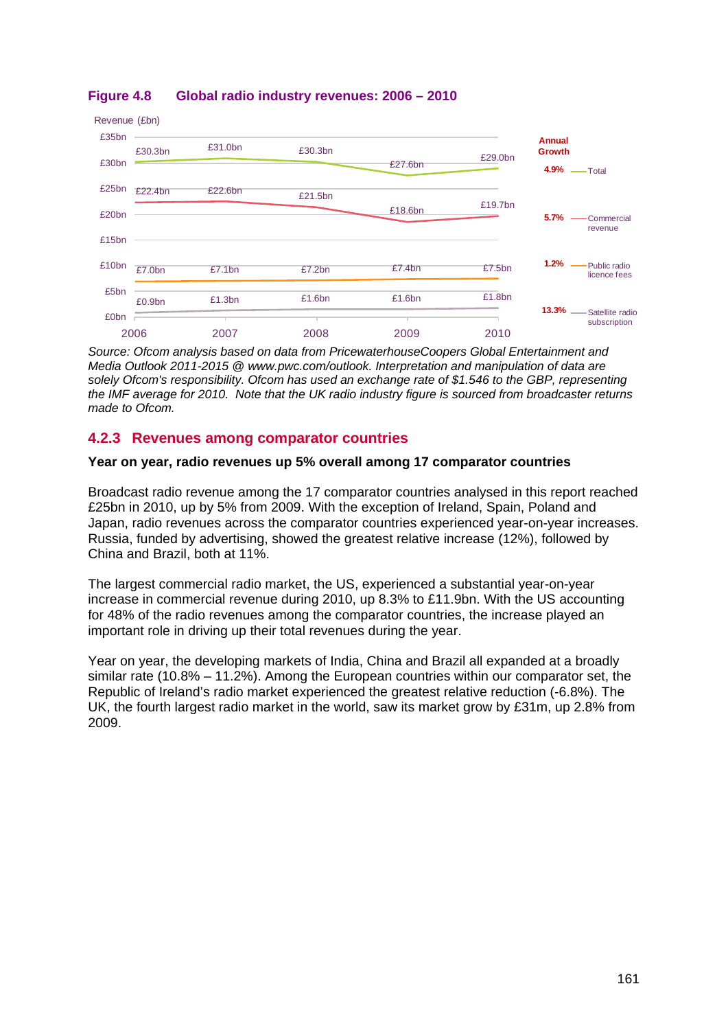**Figure 4.8 Global radio industry revenues: 2006 – 2010**

Revenue (£bn)

| | 2006 | 2007 | 2008 | 2009 | 2010 | Annual Growth |
|---|---|---|---|---|---|---|
| Total | £30.3bn | £31.0bn | £30.3bn | £27.6bn | £29.0bn | 4.9% |
| Commercial revenue | £22.4bn | £22.6bn | £21.5bn | £18.6bn | £19.7bn | 5.7% |
| Public radio licence fees | £7.0bn | £7.1bn | £7.2bn | £7.4bn | £7.5bn | 1.2% |
| Satellite radio subscription | £0.9bn | £1.3bn | £1.6bn | £1.6bn | £1.8bn | 13.3% |

*Source: Ofcom analysis based on data from PricewaterhouseCoopers Global Entertainment and Media Outlook 2011-2015 @ www.pwc.com/outlook. Interpretation and manipulation of data are solely Ofcom's responsibility. Ofcom has used an exchange rate of $1.546 to the GBP, representing the IMF average for 2010. Note that the UK radio industry figure is sourced from broadcaster returns made to Ofcom.*

### 4.2.3 Revenues among comparator countries

**Year on year, radio revenues up 5% overall among 17 comparator countries**

Broadcast radio revenue among the 17 comparator countries analysed in this report reached £25bn in 2010, up by 5% from 2009. With the exception of Ireland, Spain, Poland and Japan, radio revenues across the comparator countries experienced year-on-year increases. Russia, funded by advertising, showed the greatest relative increase (12%), followed by China and Brazil, both at 11%.

The largest commercial radio market, the US, experienced a substantial year-on-year increase in commercial revenue during 2010, up 8.3% to £11.9bn. With the US accounting for 48% of the radio revenues among the comparator countries, the increase played an important role in driving up their total revenues during the year.

Year on year, the developing markets of India, China and Brazil all expanded at a broadly similar rate (10.8% – 11.2%). Among the European countries within our comparator set, the Republic of Ireland's radio market experienced the greatest relative reduction (-6.8%). The UK, the fourth largest radio market in the world, saw its market grow by £31m, up 2.8% from 2009.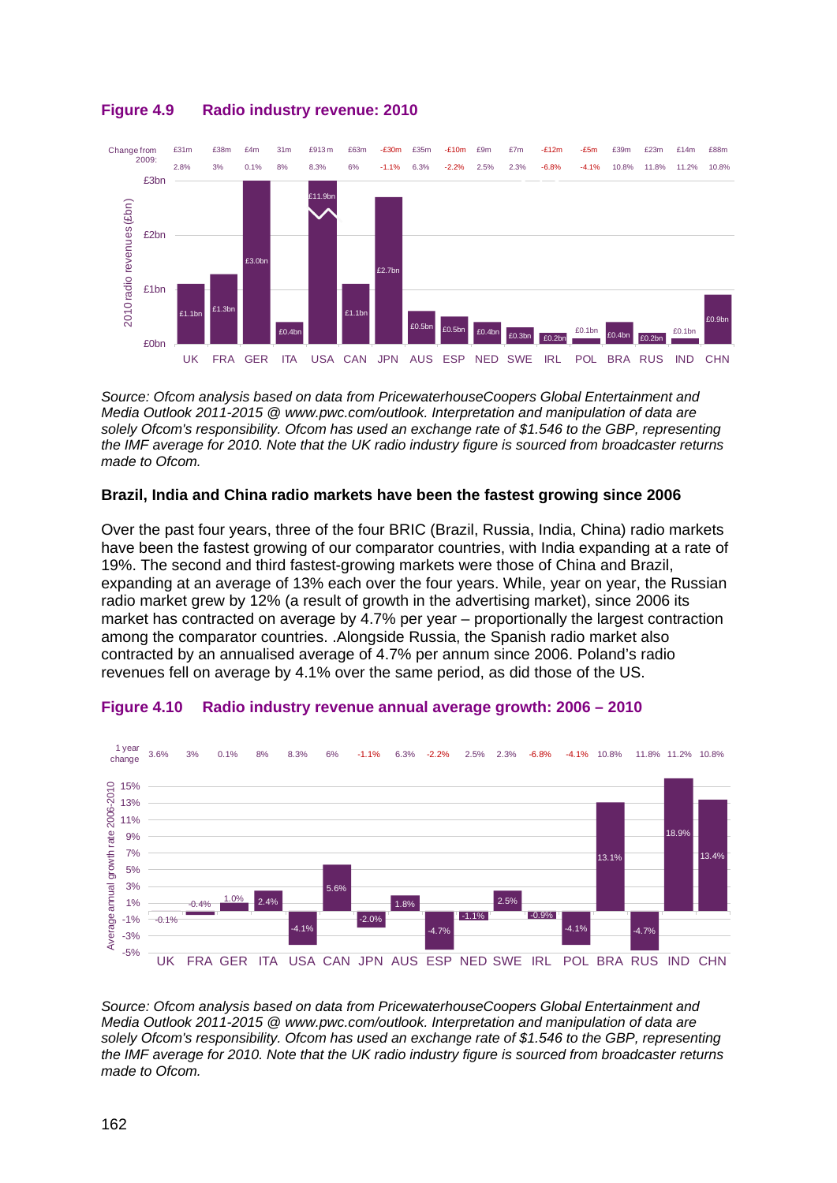### Figure 4.9 Radio industry revenue: 2010

| | UK | FRA | GER | ITA | USA | CAN | JPN | AUS | ESP | NED | SWE | IRL | POL | BRA | RUS | IND | CHN |
|---|---|---|---|---|---|---|---|---|---|---|---|---|---|---|---|---|---|
| Change from 2009: | £31m | £38m | £4m | 31m | £913m | £63m | -£30m | £35m | -£10m | £9m | £7m | -£12m | -£5m | £39m | £23m | £14m | £88m |
| | 2.8% | 3% | 0.1% | 8% | 8.3% | 6% | -1.1% | 6.3% | -2.2% | 2.5% | 2.3% | -6.8% | -4.1% | 10.8% | 11.8% | 11.2% | 10.8% |
| 2010 radio revenues (£bn) | £1.1bn | £1.3bn | £3.0bn | £0.4bn | £11.9bn | £1.1bn | £2.7bn | £0.5bn | £0.5bn | £0.4bn | £0.3bn | £0.2bn | £0.1bn | £0.4bn | £0.2bn | £0.1bn | £0.9bn |

*Source: Ofcom analysis based on data from PricewaterhouseCoopers Global Entertainment and Media Outlook 2011-2015 @ www.pwc.com/outlook. Interpretation and manipulation of data are solely Ofcom's responsibility. Ofcom has used an exchange rate of $1.546 to the GBP, representing the IMF average for 2010. Note that the UK radio industry figure is sourced from broadcaster returns made to Ofcom.*

**Brazil, India and China radio markets have been the fastest growing since 2006**

Over the past four years, three of the four BRIC (Brazil, Russia, India, China) radio markets have been the fastest growing of our comparator countries, with India expanding at a rate of 19%. The second and third fastest-growing markets were those of China and Brazil, expanding at an average of 13% each over the four years. While, year on year, the Russian radio market grew by 12% (a result of growth in the advertising market), since 2006 its market has contracted on average by 4.7% per year – proportionally the largest contraction among the comparator countries. .Alongside Russia, the Spanish radio market also contracted by an annualised average of 4.7% per annum since 2006. Poland's radio revenues fell on average by 4.1% over the same period, as did those of the US.

### Figure 4.10 Radio industry revenue annual average growth: 2006 – 2010

| | UK | FRA | GER | ITA | USA | CAN | JPN | AUS | ESP | NED | SWE | IRL | POL | BRA | RUS | IND | CHN |
|---|---|---|---|---|---|---|---|---|---|---|---|---|---|---|---|---|---|
| 1 year change | 3.6% | 3% | 0.1% | 8% | 8.3% | 6% | -1.1% | 6.3% | -2.2% | 2.5% | 2.3% | -6.8% | -4.1% | 10.8% | 11.8% | 11.2% | 10.8% |
| Average annual growth rate 2006-2010 | -0.1% | -0.4% | 1.0% | 2.4% | -4.1% | 5.6% | -2.0% | 1.8% | -4.7% | -1.1% | 2.5% | -0.9% | -4.1% | 13.1% | -4.7% | 18.9% | 13.4% |

*Source: Ofcom analysis based on data from PricewaterhouseCoopers Global Entertainment and Media Outlook 2011-2015 @ www.pwc.com/outlook. Interpretation and manipulation of data are solely Ofcom's responsibility. Ofcom has used an exchange rate of $1.546 to the GBP, representing the IMF average for 2010. Note that the UK radio industry figure is sourced from broadcaster returns made to Ofcom.*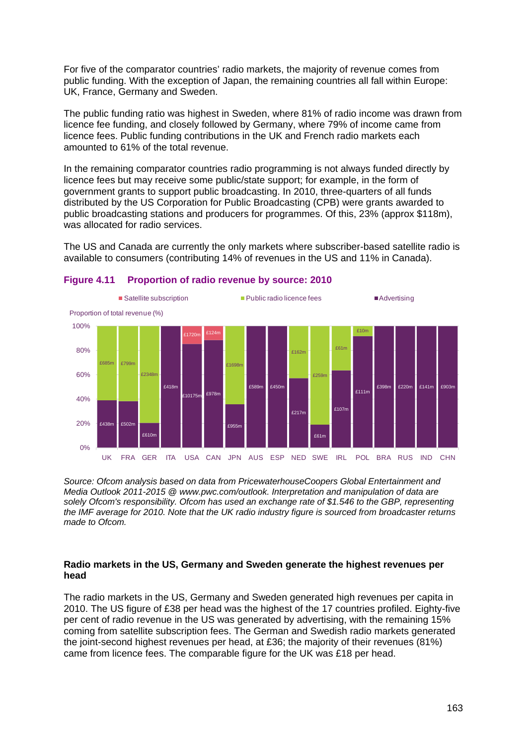For five of the comparator countries' radio markets, the majority of revenue comes from public funding. With the exception of Japan, the remaining countries all fall within Europe: UK, France, Germany and Sweden.

The public funding ratio was highest in Sweden, where 81% of radio income was drawn from licence fee funding, and closely followed by Germany, where 79% of income came from licence fees. Public funding contributions in the UK and French radio markets each amounted to 61% of the total revenue.

In the remaining comparator countries radio programming is not always funded directly by licence fees but may receive some public/state support; for example, in the form of government grants to support public broadcasting. In 2010, three-quarters of all funds distributed by the US Corporation for Public Broadcasting (CPB) were grants awarded to public broadcasting stations and producers for programmes. Of this, 23% (approx $118m), was allocated for radio services.

The US and Canada are currently the only markets where subscriber-based satellite radio is available to consumers (contributing 14% of revenues in the US and 11% in Canada).

### Figure 4.11 Proportion of radio revenue by source: 2010

Proportion of total revenue (%)

| Country | Satellite subscription | Public radio licence fees | Advertising |
|---|---|---|---|
| UK | | £685m | £438m |
| FRA | | £799m | £502m |
| GER | | £2348m | £610m |
| ITA | | | £418m |
| USA | £1720m | | £10175m |
| CAN | £124m | | £978m |
| JPN | | £1698m | £955m |
| AUS | | | £589m |
| ESP | | | £450m |
| NED | | £162m | £217m |
| SWE | | £259m | £61m |
| IRL | | £61m | £107m |
| POL | | £10m | £111m |
| BRA | | | £398m |
| RUS | | | £220m |
| IND | | | £141m |
| CHN | | | £903m |

*Source: Ofcom analysis based on data from PricewaterhouseCoopers Global Entertainment and Media Outlook 2011-2015 @ www.pwc.com/outlook. Interpretation and manipulation of data are solely Ofcom's responsibility. Ofcom has used an exchange rate of $1.546 to the GBP, representing the IMF average for 2010. Note that the UK radio industry figure is sourced from broadcaster returns made to Ofcom.*

**Radio markets in the US, Germany and Sweden generate the highest revenues per head**

The radio markets in the US, Germany and Sweden generated high revenues per capita in 2010. The US figure of £38 per head was the highest of the 17 countries profiled. Eighty-five per cent of radio revenue in the US was generated by advertising, with the remaining 15% coming from satellite subscription fees. The German and Swedish radio markets generated the joint-second highest revenues per head, at £36; the majority of their revenues (81%) came from licence fees. The comparable figure for the UK was £18 per head.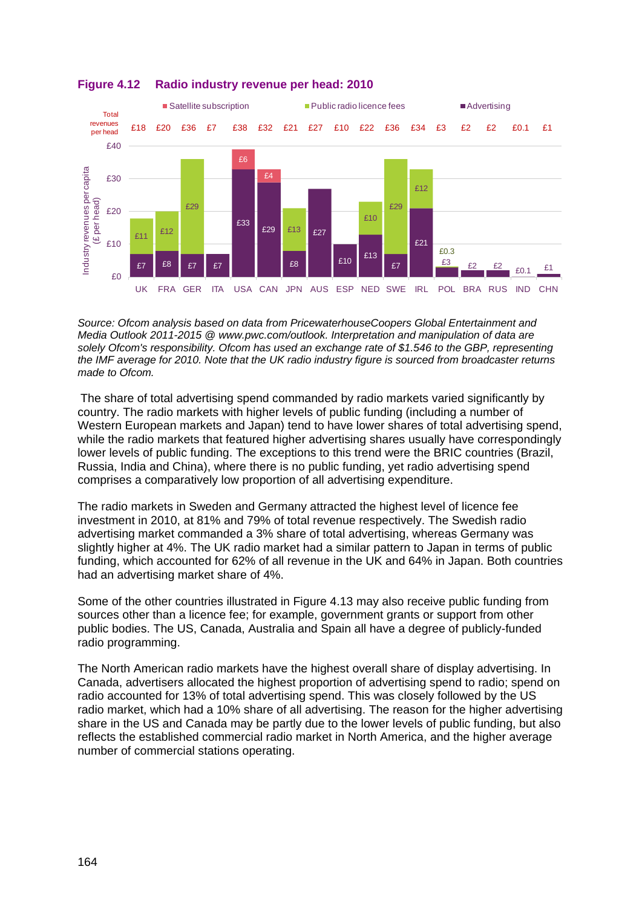**Figure 4.12 Radio industry revenue per head: 2010**

| | UK | FRA | GER | ITA | USA | CAN | JPN | AUS | ESP | NED | SWE | IRL | POL | BRA | RUS | IND | CHN |
|---|---|---|---|---|---|---|---|---|---|---|---|---|---|---|---|---|---|
| Total revenues per head | £18 | £20 | £36 | £7 | £38 | £32 | £21 | £27 | £10 | £22 | £36 | £34 | £3 | £2 | £2 | £0.1 | £1 |
| Satellite subscription | | | | | £6 | £4 | | | | | | | | | | | |
| Public radio licence fees | £11 | £12 | £29 | | | | £13 | | | £10 | £29 | £12 | £0.3 | | | | |
| Advertising | £7 | £8 | £7 | £7 | £33 | £29 | £8 | £27 | £10 | £13 | £7 | £21 | £3 | £2 | £2 | £0.1 | £1 |

*Source: Ofcom analysis based on data from PricewaterhouseCoopers Global Entertainment and Media Outlook 2011-2015 @ www.pwc.com/outlook. Interpretation and manipulation of data are solely Ofcom's responsibility. Ofcom has used an exchange rate of $1.546 to the GBP, representing the IMF average for 2010. Note that the UK radio industry figure is sourced from broadcaster returns made to Ofcom.*

The share of total advertising spend commanded by radio markets varied significantly by country. The radio markets with higher levels of public funding (including a number of Western European markets and Japan) tend to have lower shares of total advertising spend, while the radio markets that featured higher advertising shares usually have correspondingly lower levels of public funding. The exceptions to this trend were the BRIC countries (Brazil, Russia, India and China), where there is no public funding, yet radio advertising spend comprises a comparatively low proportion of all advertising expenditure.

The radio markets in Sweden and Germany attracted the highest level of licence fee investment in 2010, at 81% and 79% of total revenue respectively. The Swedish radio advertising market commanded a 3% share of total advertising, whereas Germany was slightly higher at 4%. The UK radio market had a similar pattern to Japan in terms of public funding, which accounted for 62% of all revenue in the UK and 64% in Japan. Both countries had an advertising market share of 4%.

Some of the other countries illustrated in Figure 4.13 may also receive public funding from sources other than a licence fee; for example, government grants or support from other public bodies. The US, Canada, Australia and Spain all have a degree of publicly-funded radio programming.

The North American radio markets have the highest overall share of display advertising. In Canada, advertisers allocated the highest proportion of advertising spend to radio; spend on radio accounted for 13% of total advertising spend. This was closely followed by the US radio market, which had a 10% share of all advertising. The reason for the higher advertising share in the US and Canada may be partly due to the lower levels of public funding, but also reflects the established commercial radio market in North America, and the higher average number of commercial stations operating.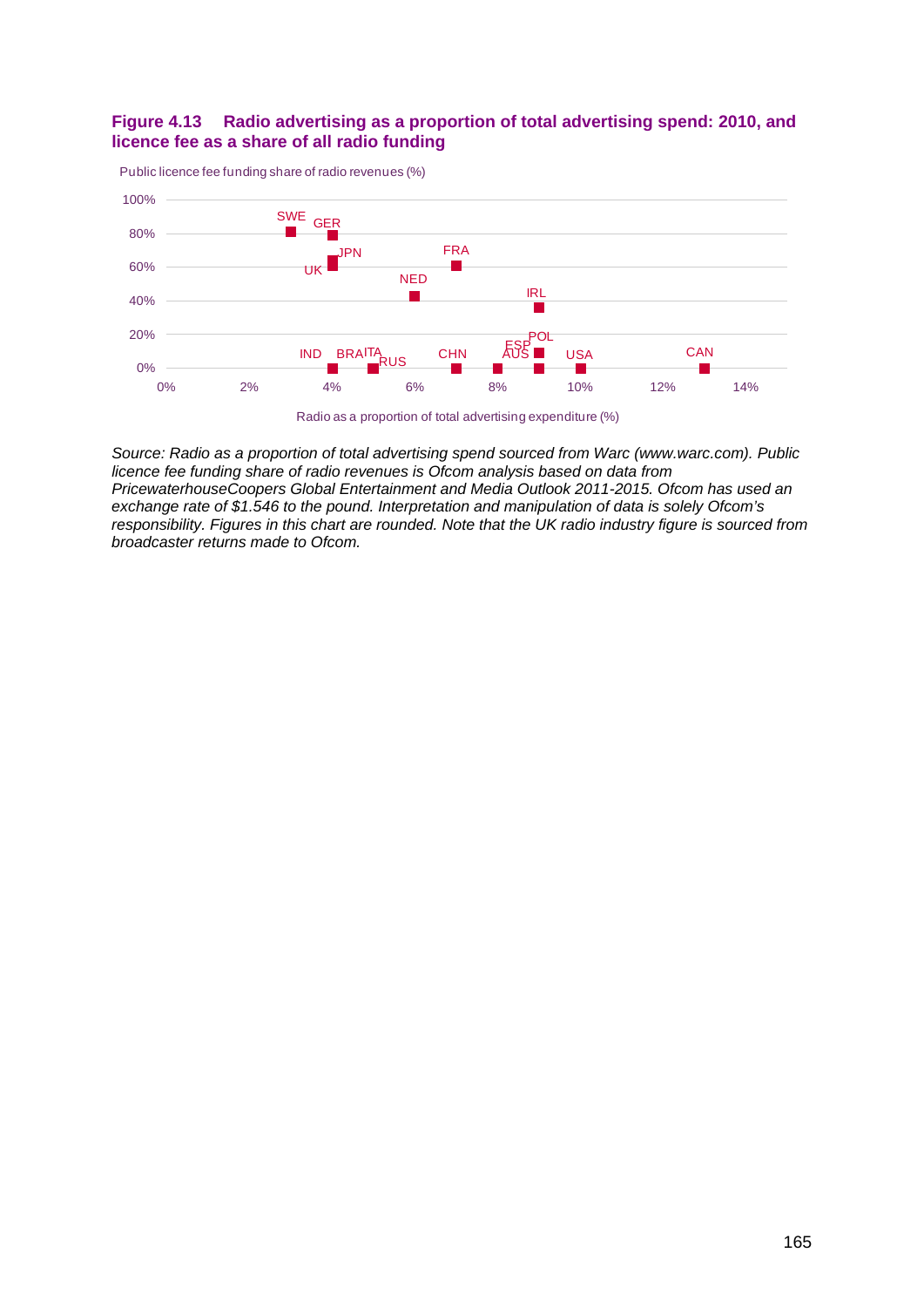**Figure 4.13 Radio advertising as a proportion of total advertising spend: 2010, and licence fee as a share of all radio funding**

Public licence fee funding share of radio revenues (%)

100%
80%
60%
40%
20%
0%

SWE GER JPN UK FRA NED IRL IND BRA ITA RUS CHN ESP AUS POL USA CAN

0% 2% 4% 6% 8% 10% 12% 14%

Radio as a proportion of total advertising expenditure (%)

*Source: Radio as a proportion of total advertising spend sourced from Warc (www.warc.com). Public licence fee funding share of radio revenues is Ofcom analysis based on data from PricewaterhouseCoopers Global Entertainment and Media Outlook 2011-2015. Ofcom has used an exchange rate of $1.546 to the pound. Interpretation and manipulation of data is solely Ofcom's responsibility. Figures in this chart are rounded. Note that the UK radio industry figure is sourced from broadcaster returns made to Ofcom.*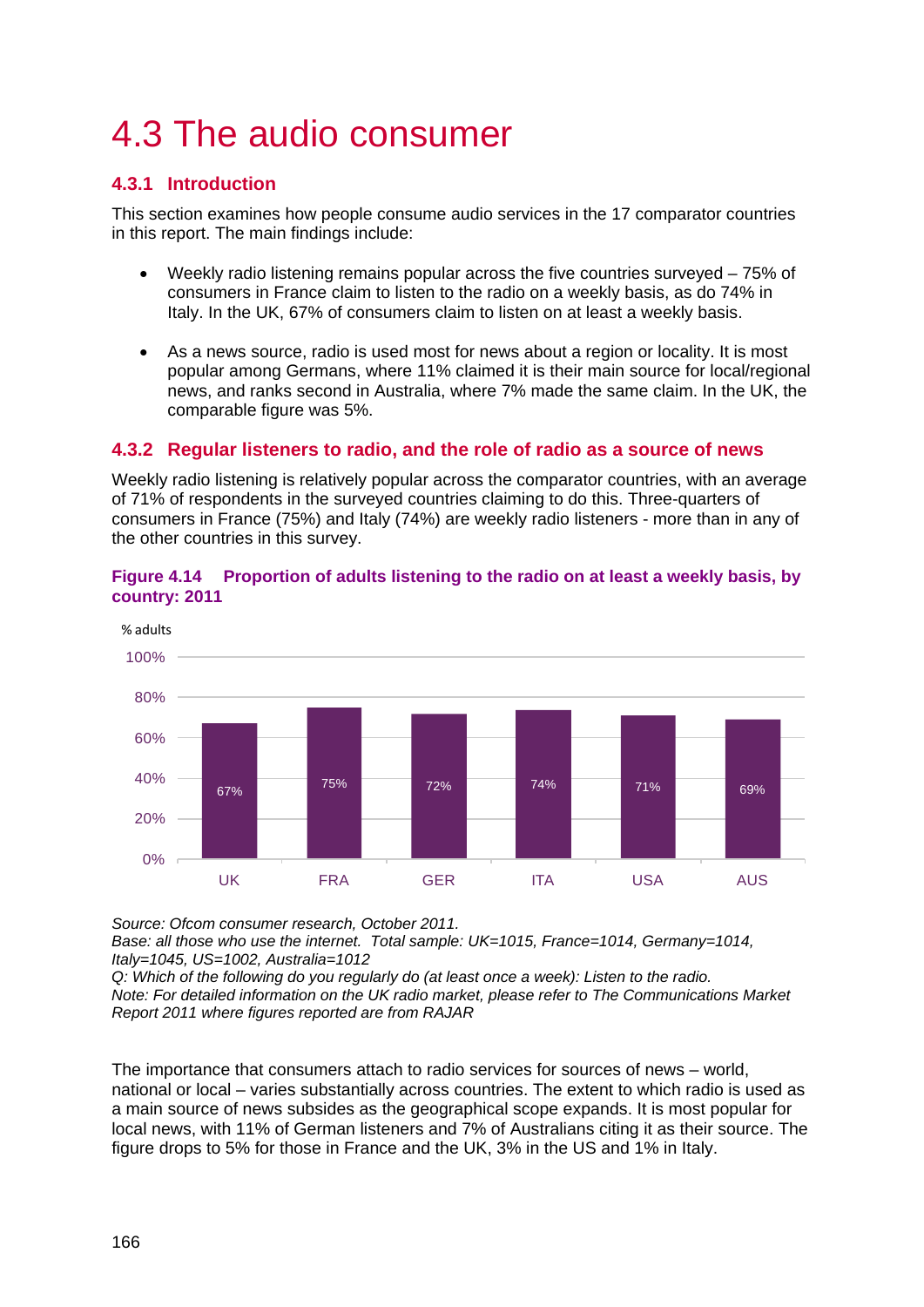# 4.3 The audio consumer

## 4.3.1 Introduction

This section examines how people consume audio services in the 17 comparator countries in this report. The main findings include:

- Weekly radio listening remains popular across the five countries surveyed – 75% of consumers in France claim to listen to the radio on a weekly basis, as do 74% in Italy. In the UK, 67% of consumers claim to listen on at least a weekly basis.
- As a news source, radio is used most for news about a region or locality. It is most popular among Germans, where 11% claimed it is their main source for local/regional news, and ranks second in Australia, where 7% made the same claim. In the UK, the comparable figure was 5%.

## 4.3.2 Regular listeners to radio, and the role of radio as a source of news

Weekly radio listening is relatively popular across the comparator countries, with an average of 71% of respondents in the surveyed countries claiming to do this. Three-quarters of consumers in France (75%) and Italy (74%) are weekly radio listeners - more than in any of the other countries in this survey.

**Figure 4.14 Proportion of adults listening to the radio on at least a weekly basis, by country: 2011**

% adults

| Country | % adults |
|---|---|
| UK | 67% |
| FRA | 75% |
| GER | 72% |
| ITA | 74% |
| USA | 71% |
| AUS | 69% |

*Source: Ofcom consumer research, October 2011.*
*Base: all those who use the internet. Total sample: UK=1015, France=1014, Germany=1014, Italy=1045, US=1002, Australia=1012*
*Q: Which of the following do you regularly do (at least once a week): Listen to the radio.*
*Note: For detailed information on the UK radio market, please refer to The Communications Market Report 2011 where figures reported are from RAJAR*

The importance that consumers attach to radio services for sources of news – world, national or local – varies substantially across countries. The extent to which radio is used as a main source of news subsides as the geographical scope expands. It is most popular for local news, with 11% of German listeners and 7% of Australians citing it as their source. The figure drops to 5% for those in France and the UK, 3% in the US and 1% in Italy.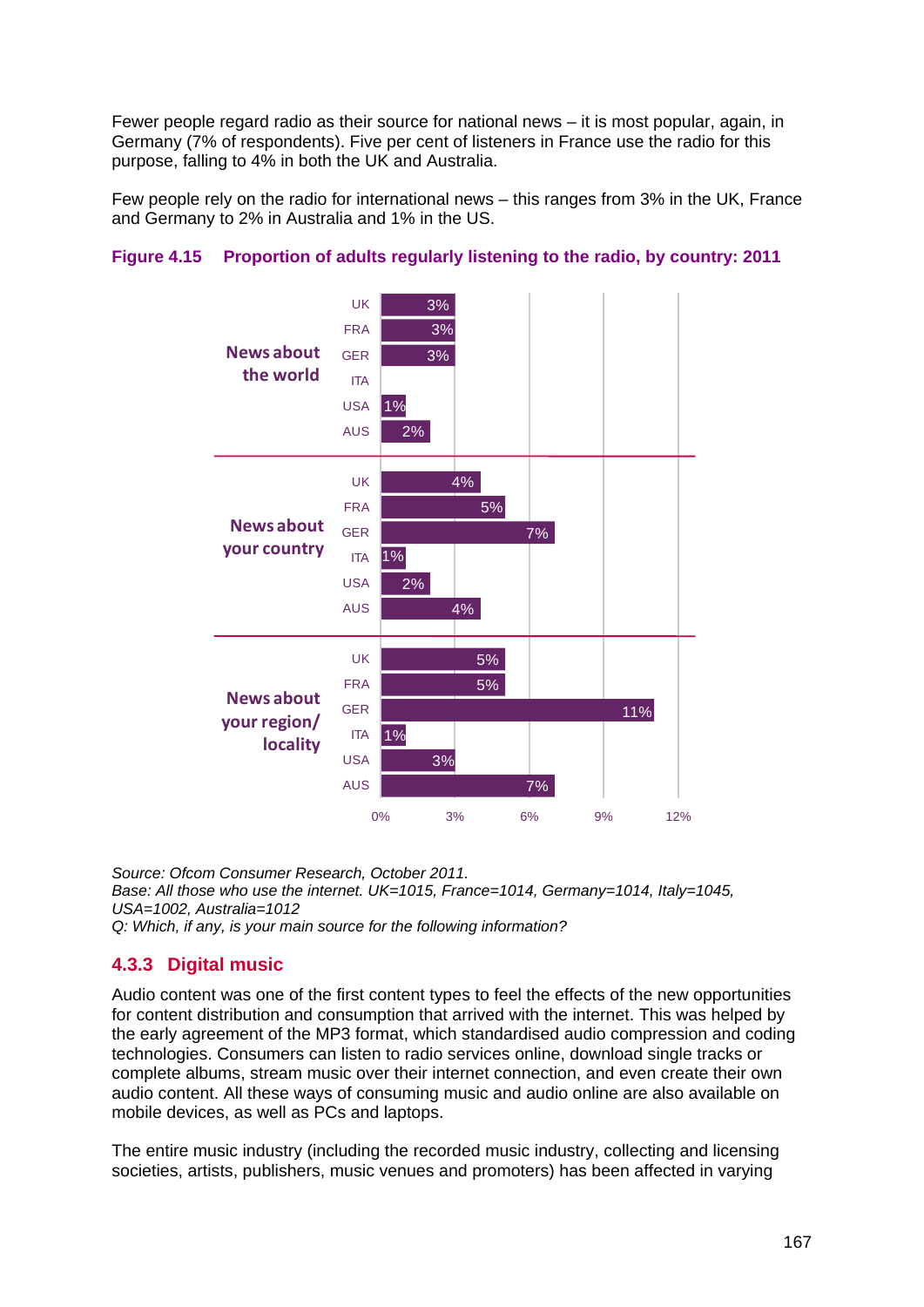Fewer people regard radio as their source for national news – it is most popular, again, in Germany (7% of respondents). Five per cent of listeners in France use the radio for this purpose, falling to 4% in both the UK and Australia.

Few people rely on the radio for international news – this ranges from 3% in the UK, France and Germany to 2% in Australia and 1% in the US.

**Figure 4.15 Proportion of adults regularly listening to the radio, by country: 2011**

| | UK | FRA | GER | ITA | USA | AUS |
|---|---|---|---|---|---|---|
| News about the world | 3% | 3% | 3% | | 1% | 2% |
| News about your country | 4% | 5% | 7% | 1% | 2% | 4% |
| News about your region/ locality | 5% | 5% | 11% | 1% | 3% | 7% |

*Source: Ofcom Consumer Research, October 2011.*
*Base: All those who use the internet. UK=1015, France=1014, Germany=1014, Italy=1045, USA=1002, Australia=1012*
*Q: Which, if any, is your main source for the following information?*

### 4.3.3 Digital music

Audio content was one of the first content types to feel the effects of the new opportunities for content distribution and consumption that arrived with the internet. This was helped by the early agreement of the MP3 format, which standardised audio compression and coding technologies. Consumers can listen to radio services online, download single tracks or complete albums, stream music over their internet connection, and even create their own audio content. All these ways of consuming music and audio online are also available on mobile devices, as well as PCs and laptops.

The entire music industry (including the recorded music industry, collecting and licensing societies, artists, publishers, music venues and promoters) has been affected in varying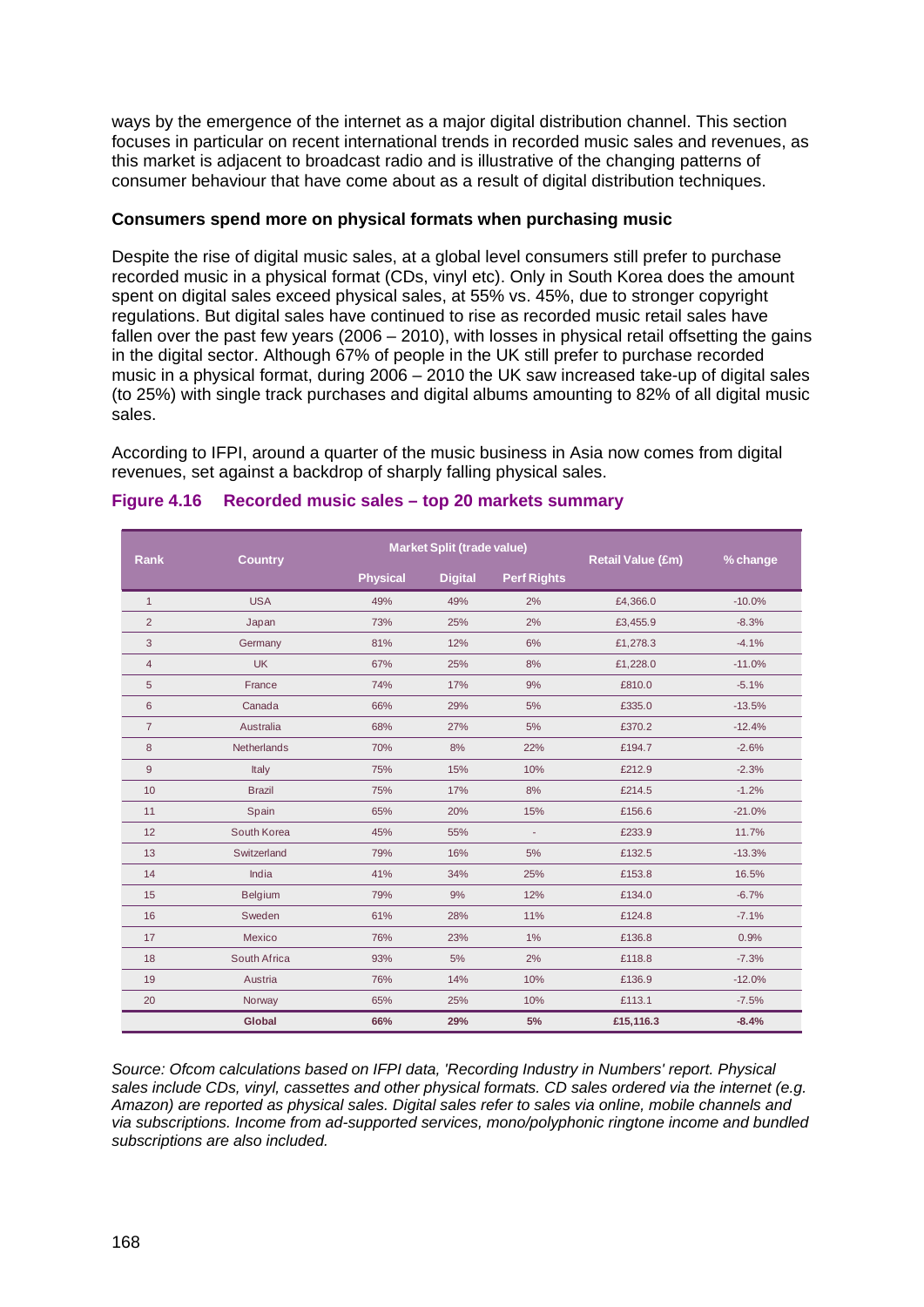ways by the emergence of the internet as a major digital distribution channel. This section focuses in particular on recent international trends in recorded music sales and revenues, as this market is adjacent to broadcast radio and is illustrative of the changing patterns of consumer behaviour that have come about as a result of digital distribution techniques.

**Consumers spend more on physical formats when purchasing music**

Despite the rise of digital music sales, at a global level consumers still prefer to purchase recorded music in a physical format (CDs, vinyl etc). Only in South Korea does the amount spent on digital sales exceed physical sales, at 55% vs. 45%, due to stronger copyright regulations. But digital sales have continued to rise as recorded music retail sales have fallen over the past few years (2006 – 2010), with losses in physical retail offsetting the gains in the digital sector. Although 67% of people in the UK still prefer to purchase recorded music in a physical format, during 2006 – 2010 the UK saw increased take-up of digital sales (to 25%) with single track purchases and digital albums amounting to 82% of all digital music sales.

According to IFPI, around a quarter of the music business in Asia now comes from digital revenues, set against a backdrop of sharply falling physical sales.

**Figure 4.16 Recorded music sales – top 20 markets summary**

| Rank | Country | Market Split (trade value) | | | Retail Value (£m) | % change |
|---|---|---|---|---|---|---|
| | | Physical | Digital | Perf Rights | | |
| 1 | USA | 49% | 49% | 2% | £4,366.0 | -10.0% |
| 2 | Japan | 73% | 25% | 2% | £3,455.9 | -8.3% |
| 3 | Germany | 81% | 12% | 6% | £1,278.3 | -4.1% |
| 4 | UK | 67% | 25% | 8% | £1,228.0 | -11.0% |
| 5 | France | 74% | 17% | 9% | £810.0 | -5.1% |
| 6 | Canada | 66% | 29% | 5% | £335.0 | -13.5% |
| 7 | Australia | 68% | 27% | 5% | £370.2 | -12.4% |
| 8 | Netherlands | 70% | 8% | 22% | £194.7 | -2.6% |
| 9 | Italy | 75% | 15% | 10% | £212.9 | -2.3% |
| 10 | Brazil | 75% | 17% | 8% | £214.5 | -1.2% |
| 11 | Spain | 65% | 20% | 15% | £156.6 | -21.0% |
| 12 | South Korea | 45% | 55% | - | £233.9 | 11.7% |
| 13 | Switzerland | 79% | 16% | 5% | £132.5 | -13.3% |
| 14 | India | 41% | 34% | 25% | £153.8 | 16.5% |
| 15 | Belgium | 79% | 9% | 12% | £134.0 | -6.7% |
| 16 | Sweden | 61% | 28% | 11% | £124.8 | -7.1% |
| 17 | Mexico | 76% | 23% | 1% | £136.8 | 0.9% |
| 18 | South Africa | 93% | 5% | 2% | £118.8 | -7.3% |
| 19 | Austria | 76% | 14% | 10% | £136.9 | -12.0% |
| 20 | Norway | 65% | 25% | 10% | £113.1 | -7.5% |
| | **Global** | **66%** | **29%** | **5%** | **£15,116.3** | **-8.4%** |

*Source: Ofcom calculations based on IFPI data, 'Recording Industry in Numbers' report. Physical sales include CDs, vinyl, cassettes and other physical formats. CD sales ordered via the internet (e.g. Amazon) are reported as physical sales. Digital sales refer to sales via online, mobile channels and via subscriptions. Income from ad-supported services, mono/polyphonic ringtone income and bundled subscriptions are also included.*